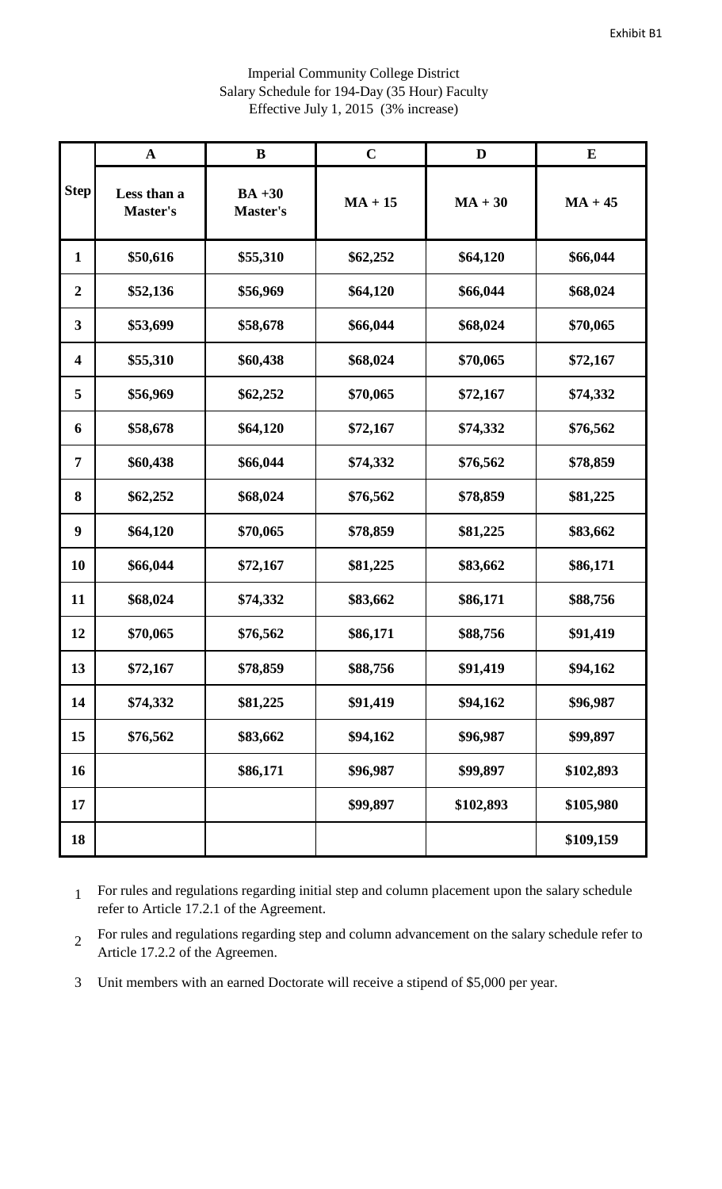Exhibit B1

Imperial Community College District
Salary Schedule for 194-Day (35 Hour) Faculty
Effective July 1, 2015 (3% increase)

| | A | B | C | D | E |
|---|---|---|---|---|---|
| **Step** | **Less than a Master's** | **BA +30 Master's** | **MA + 15** | **MA + 30** | **MA + 45** |
| **1** | **$50,616** | **$55,310** | **$62,252** | **$64,120** | **$66,044** |
| **2** | **$52,136** | **$56,969** | **$64,120** | **$66,044** | **$68,024** |
| **3** | **$53,699** | **$58,678** | **$66,044** | **$68,024** | **$70,065** |
| **4** | **$55,310** | **$60,438** | **$68,024** | **$70,065** | **$72,167** |
| **5** | **$56,969** | **$62,252** | **$70,065** | **$72,167** | **$74,332** |
| **6** | **$58,678** | **$64,120** | **$72,167** | **$74,332** | **$76,562** |
| **7** | **$60,438** | **$66,044** | **$74,332** | **$76,562** | **$78,859** |
| **8** | **$62,252** | **$68,024** | **$76,562** | **$78,859** | **$81,225** |
| **9** | **$64,120** | **$70,065** | **$78,859** | **$81,225** | **$83,662** |
| **10** | **$66,044** | **$72,167** | **$81,225** | **$83,662** | **$86,171** |
| **11** | **$68,024** | **$74,332** | **$83,662** | **$86,171** | **$88,756** |
| **12** | **$70,065** | **$76,562** | **$86,171** | **$88,756** | **$91,419** |
| **13** | **$72,167** | **$78,859** | **$88,756** | **$91,419** | **$94,162** |
| **14** | **$74,332** | **$81,225** | **$91,419** | **$94,162** | **$96,987** |
| **15** | **$76,562** | **$83,662** | **$94,162** | **$96,987** | **$99,897** |
| **16** | | **$86,171** | **$96,987** | **$99,897** | **$102,893** |
| **17** | | | **$99,897** | **$102,893** | **$105,980** |
| **18** | | | | | **$109,159** |

1 For rules and regulations regarding initial step and column placement upon the salary schedule refer to Article 17.2.1 of the Agreement.

2 For rules and regulations regarding step and column advancement on the salary schedule refer to Article 17.2.2 of the Agreemen.

3 Unit members with an earned Doctorate will receive a stipend of $5,000 per year.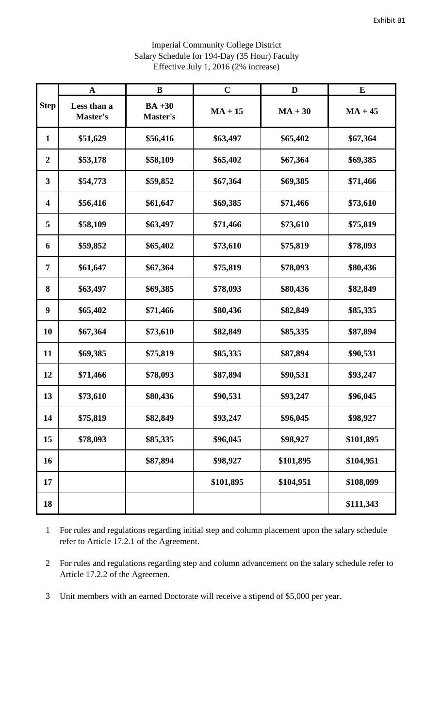Exhibit B1

Imperial Community College District
Salary Schedule for 194-Day (35 Hour) Faculty
Effective July 1, 2016 (2% increase)

| | A | B | C | D | E |
|---|---|---|---|---|---|
| **Step** | **Less than a Master's** | **BA +30 Master's** | **MA + 15** | **MA + 30** | **MA + 45** |
| **1** | **$51,629** | **$56,416** | **$63,497** | **$65,402** | **$67,364** |
| **2** | **$53,178** | **$58,109** | **$65,402** | **$67,364** | **$69,385** |
| **3** | **$54,773** | **$59,852** | **$67,364** | **$69,385** | **$71,466** |
| **4** | **$56,416** | **$61,647** | **$69,385** | **$71,466** | **$73,610** |
| **5** | **$58,109** | **$63,497** | **$71,466** | **$73,610** | **$75,819** |
| **6** | **$59,852** | **$65,402** | **$73,610** | **$75,819** | **$78,093** |
| **7** | **$61,647** | **$67,364** | **$75,819** | **$78,093** | **$80,436** |
| **8** | **$63,497** | **$69,385** | **$78,093** | **$80,436** | **$82,849** |
| **9** | **$65,402** | **$71,466** | **$80,436** | **$82,849** | **$85,335** |
| **10** | **$67,364** | **$73,610** | **$82,849** | **$85,335** | **$87,894** |
| **11** | **$69,385** | **$75,819** | **$85,335** | **$87,894** | **$90,531** |
| **12** | **$71,466** | **$78,093** | **$87,894** | **$90,531** | **$93,247** |
| **13** | **$73,610** | **$80,436** | **$90,531** | **$93,247** | **$96,045** |
| **14** | **$75,819** | **$82,849** | **$93,247** | **$96,045** | **$98,927** |
| **15** | **$78,093** | **$85,335** | **$96,045** | **$98,927** | **$101,895** |
| **16** | | **$87,894** | **$98,927** | **$101,895** | **$104,951** |
| **17** | | | **$101,895** | **$104,951** | **$108,099** |
| **18** | | | | | **$111,343** |

1 For rules and regulations regarding initial step and column placement upon the salary schedule refer to Article 17.2.1 of the Agreement.

2 For rules and regulations regarding step and column advancement on the salary schedule refer to Article 17.2.2 of the Agreemen.

3 Unit members with an earned Doctorate will receive a stipend of $5,000 per year.